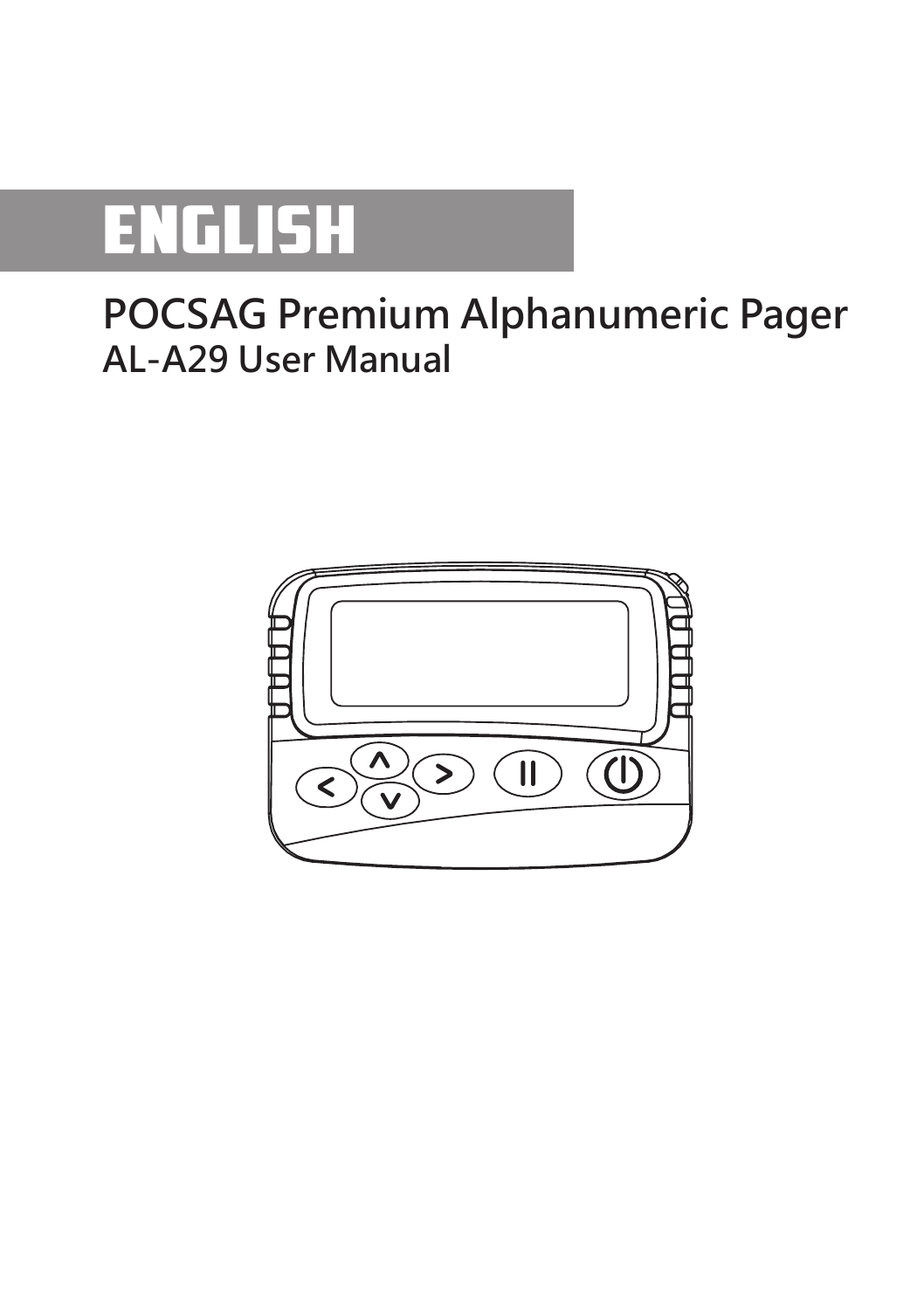# ENGLISH

## POCSAG Premium Alphanumeric Pager

### AL-A29 User Manual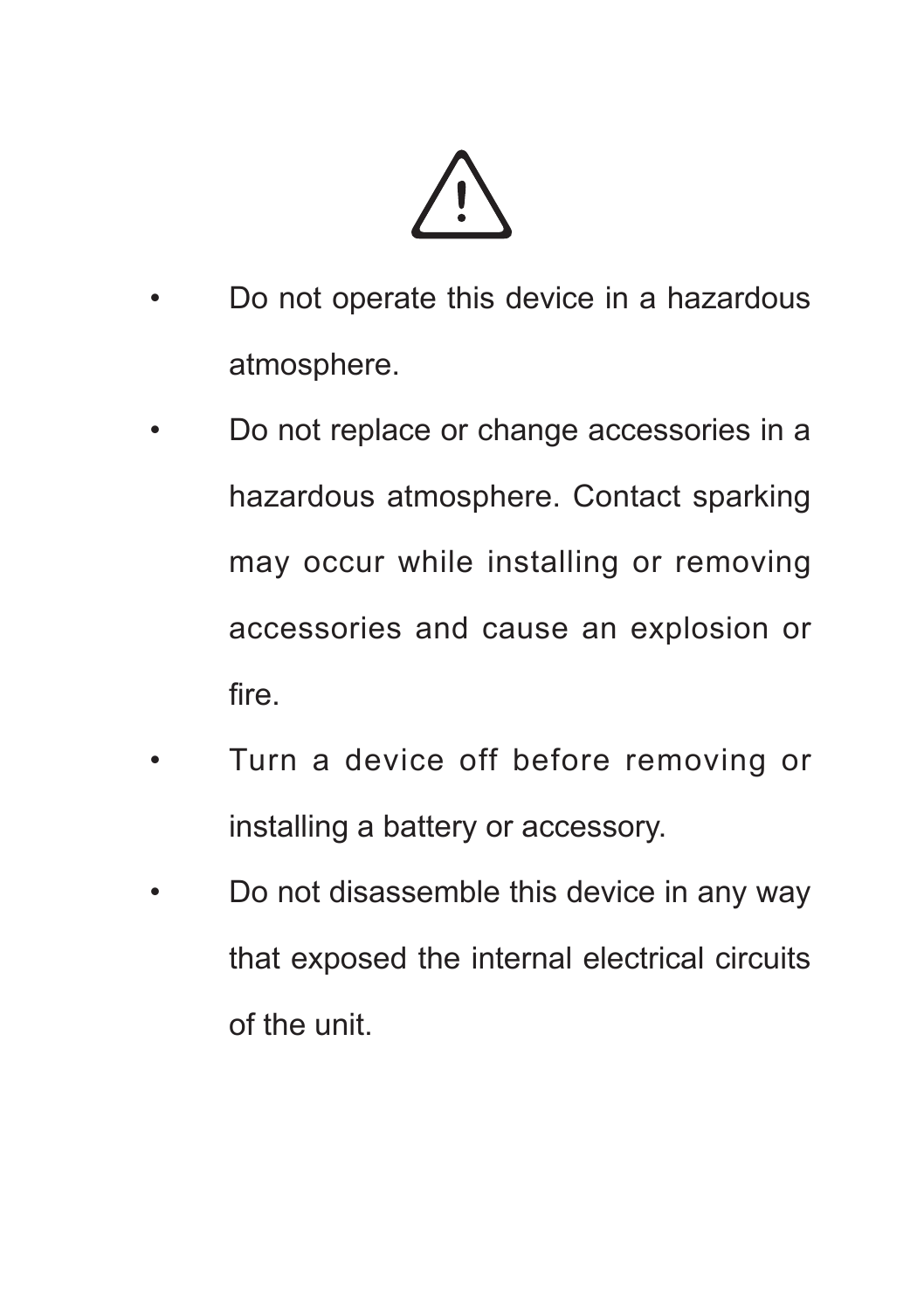⚠

- Do not operate this device in a hazardous atmosphere.
- Do not replace or change accessories in a hazardous atmosphere. Contact sparking may occur while installing or removing accessories and cause an explosion or fire.
- Turn a device off before removing or installing a battery or accessory.
- Do not disassemble this device in any way that exposed the internal electrical circuits of the unit.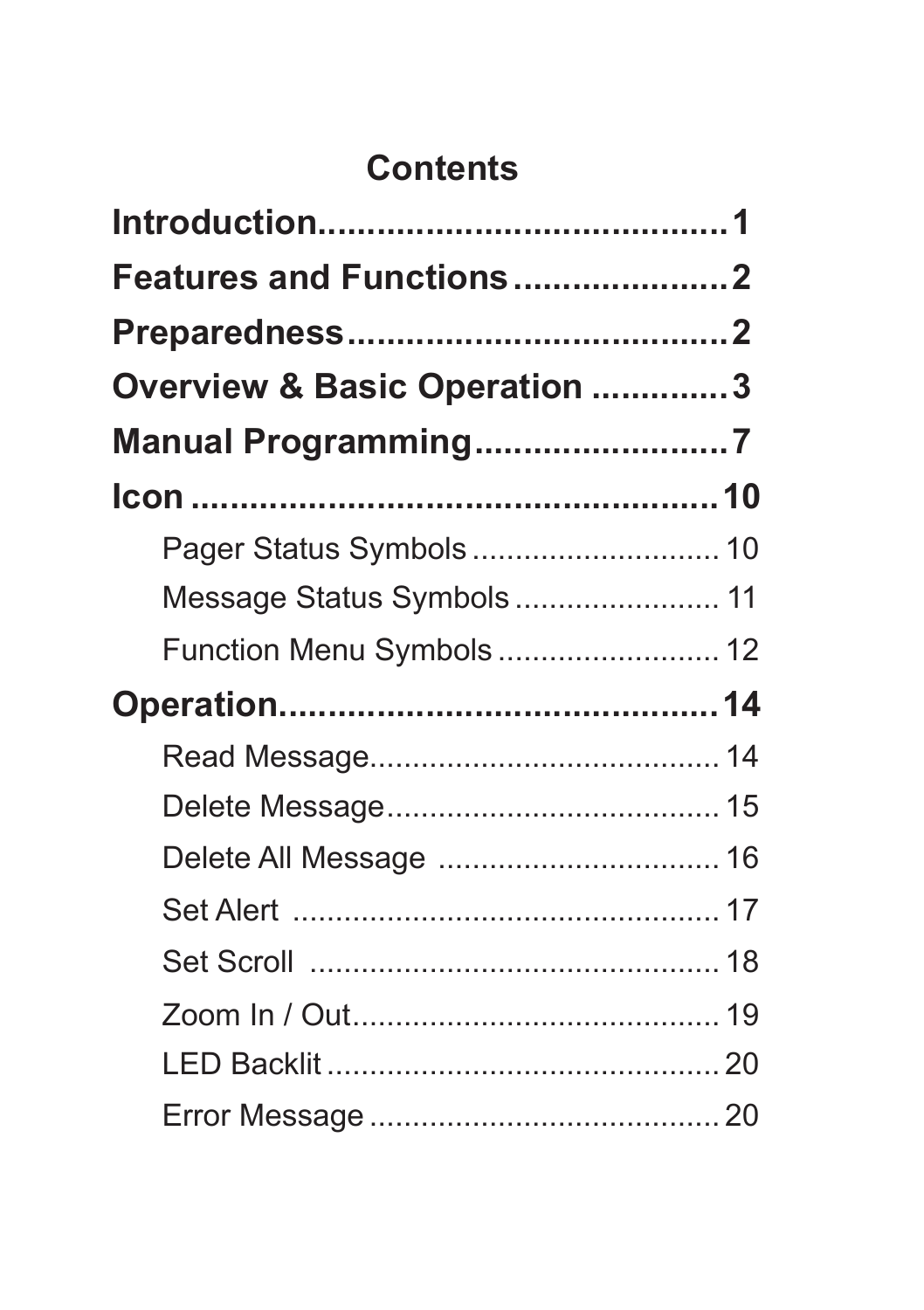# Contents

**Introduction........................................1**

**Features and Functions......................2**

**Preparedness......................................2**

**Overview & Basic Operation ..............3**

**Manual Programming..........................7**

**Icon ....................................................10**

- Pager Status Symbols ............................. 10
- Message Status Symbols ........................ 11
- Function Menu Symbols .......................... 12

**Operation............................................14**

- Read Message......................................... 14
- Delete Message....................................... 15
- Delete All Message ................................. 16
- Set Alert .................................................. 17
- Set Scroll ................................................ 18
- Zoom In / Out........................................... 19
- LED Backlit ............................................. 20
- Error Message ......................................... 20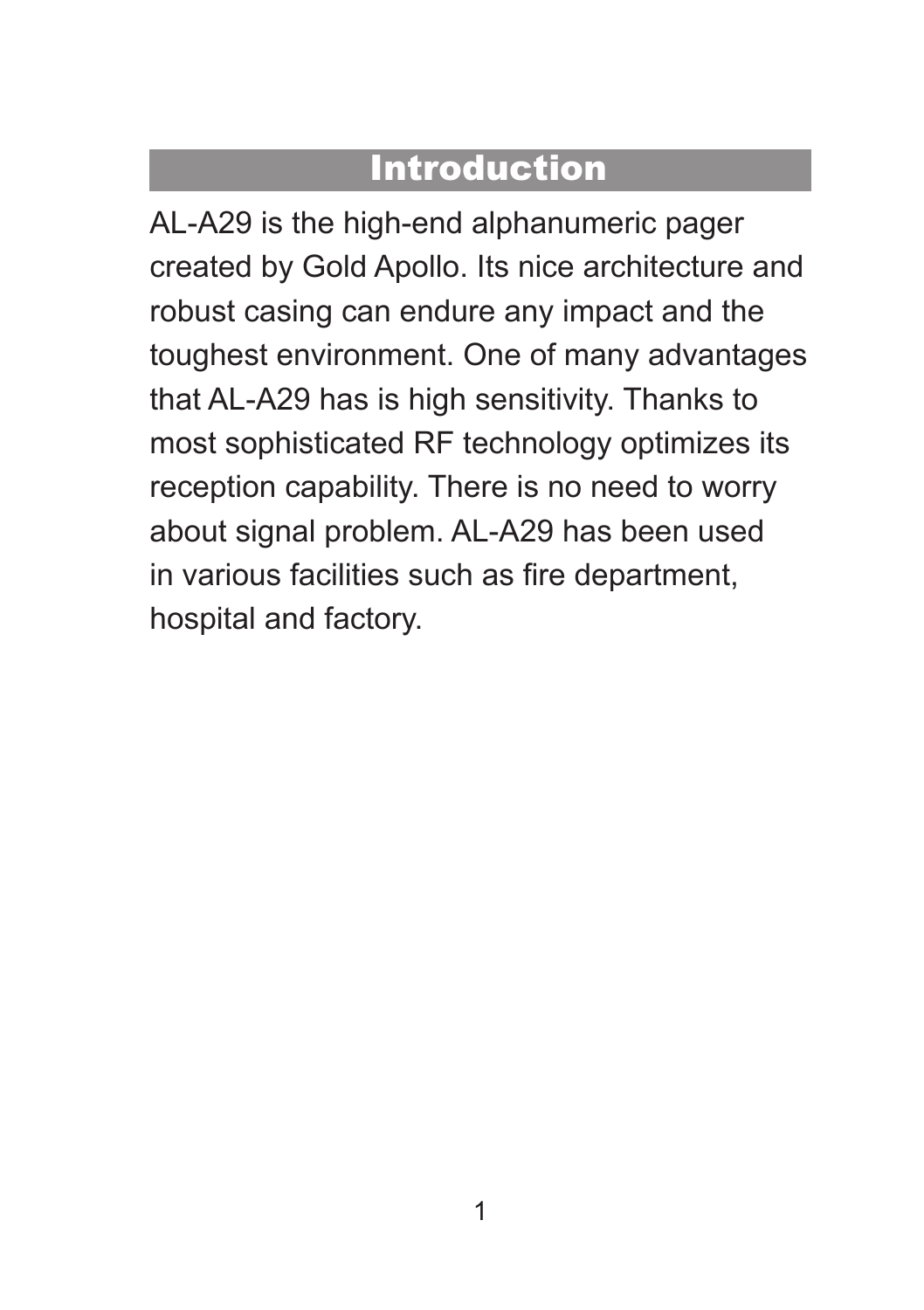# Introduction

AL-A29 is the high-end alphanumeric pager created by Gold Apollo. Its nice architecture and robust casing can endure any impact and the toughest environment. One of many advantages that AL-A29 has is high sensitivity. Thanks to most sophisticated RF technology optimizes its reception capability. There is no need to worry about signal problem. AL-A29 has been used in various facilities such as fire department, hospital and factory.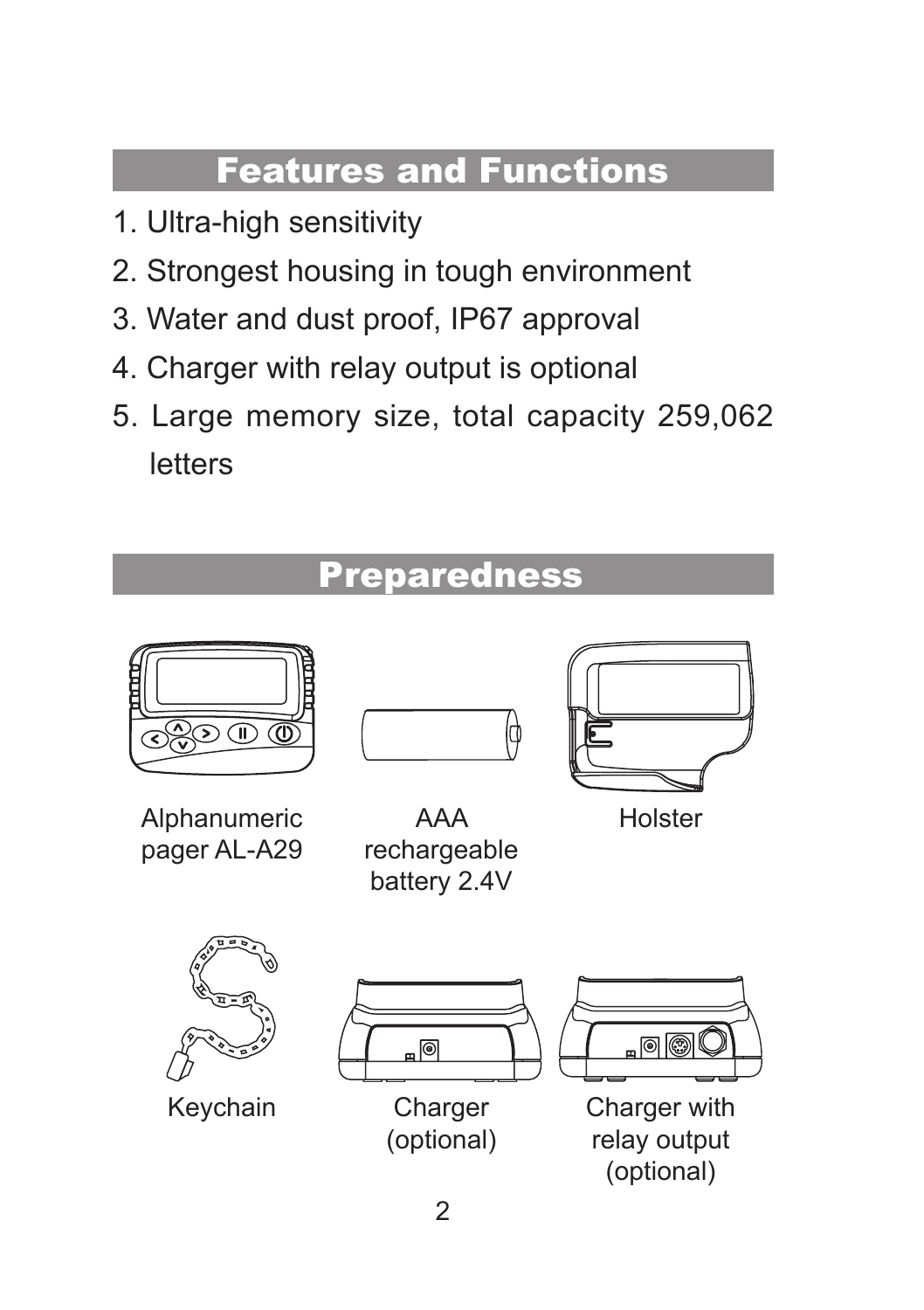## Features and Functions

1. Ultra-high sensitivity
2. Strongest housing in tough environment
3. Water and dust proof, IP67 approval
4. Charger with relay output is optional
5. Large memory size, total capacity 259,062 letters

## Preparedness

Alphanumeric pager AL-A29

AAA rechargeable battery 2.4V

Holster

Keychain

Charger (optional)

Charger with relay output (optional)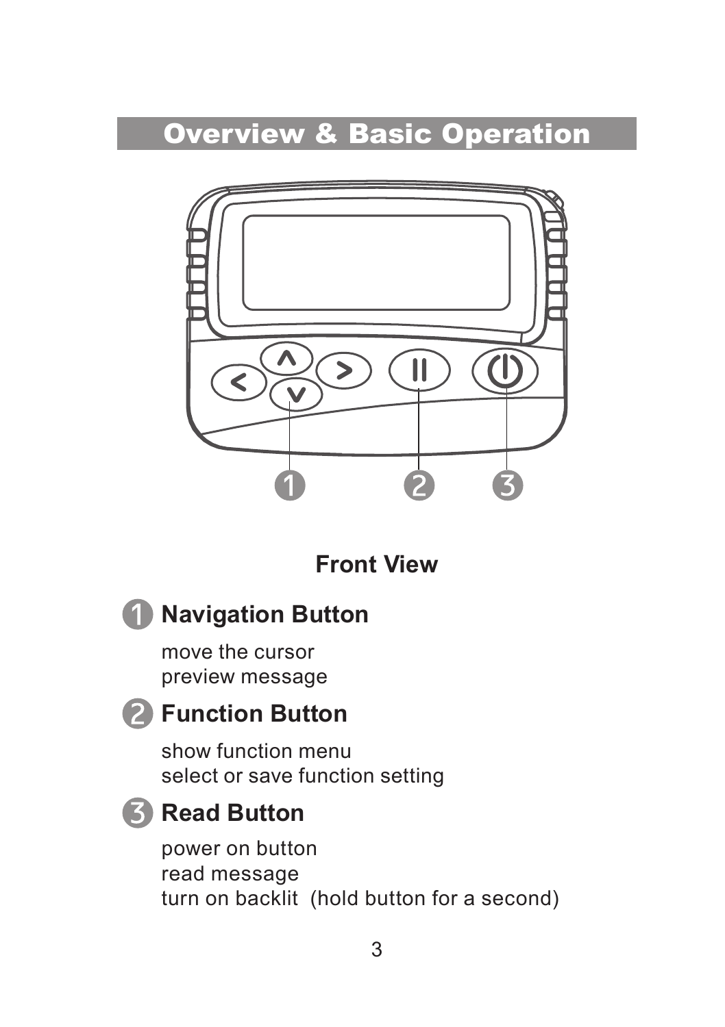## Overview & Basic Operation

**Front View**

### 1 Navigation Button

move the cursor
preview message

### 2 Function Button

show function menu
select or save function setting

### 3 Read Button

power on button
read message
turn on backlit (hold button for a second)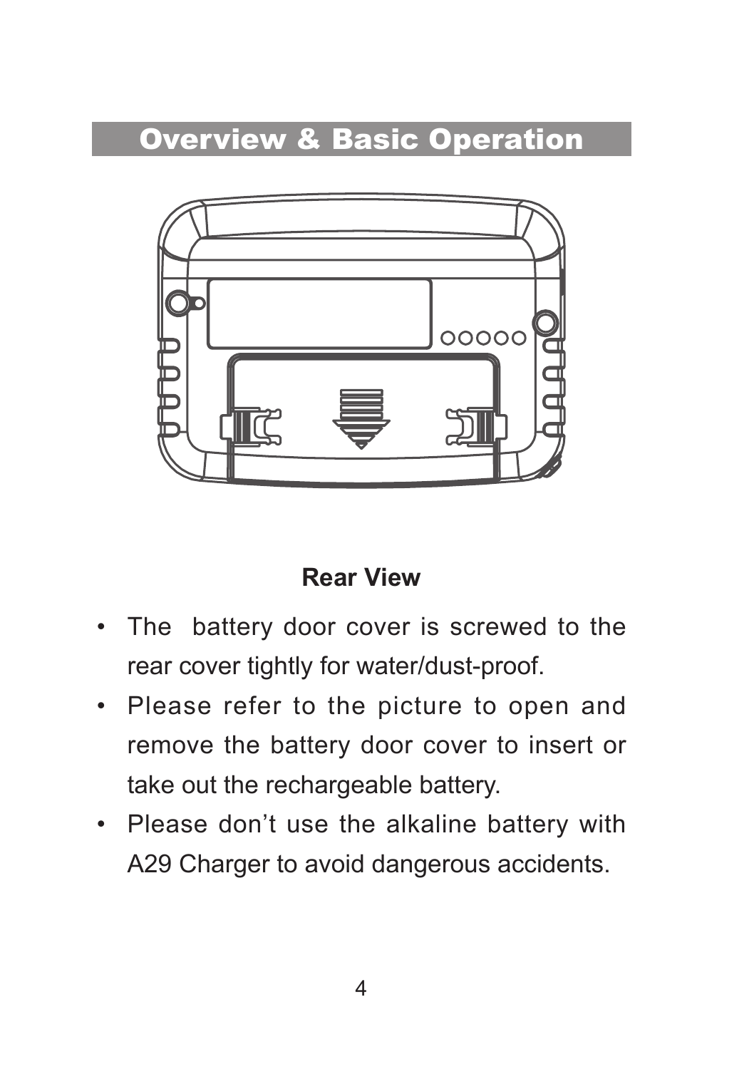## Overview & Basic Operation

**Rear View**

- The battery door cover is screwed to the rear cover tightly for water/dust-proof.
- Please refer to the picture to open and remove the battery door cover to insert or take out the rechargeable battery.
- Please don't use the alkaline battery with A29 Charger to avoid dangerous accidents.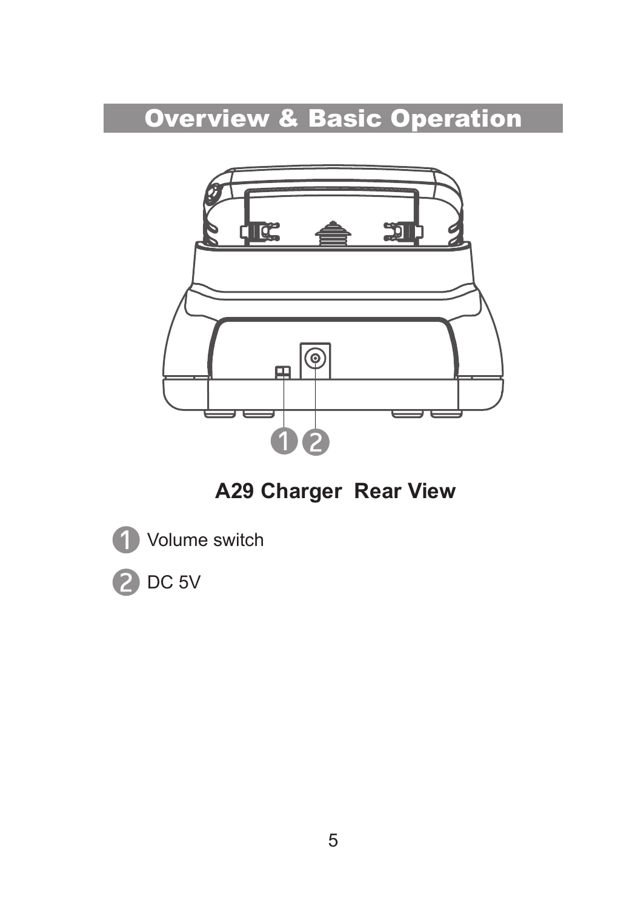# Overview & Basic Operation

**A29 Charger Rear View**

1. Volume switch
2. DC 5V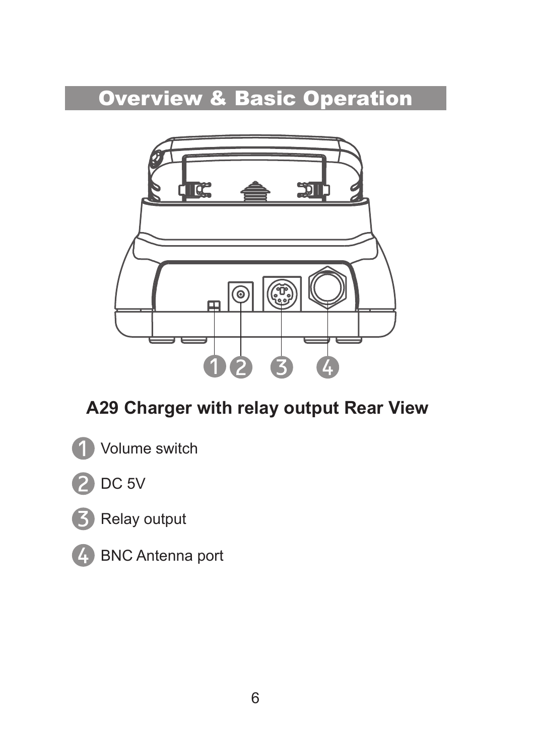# Overview & Basic Operation

**A29 Charger with relay output Rear View**

1. Volume switch
2. DC 5V
3. Relay output
4. BNC Antenna port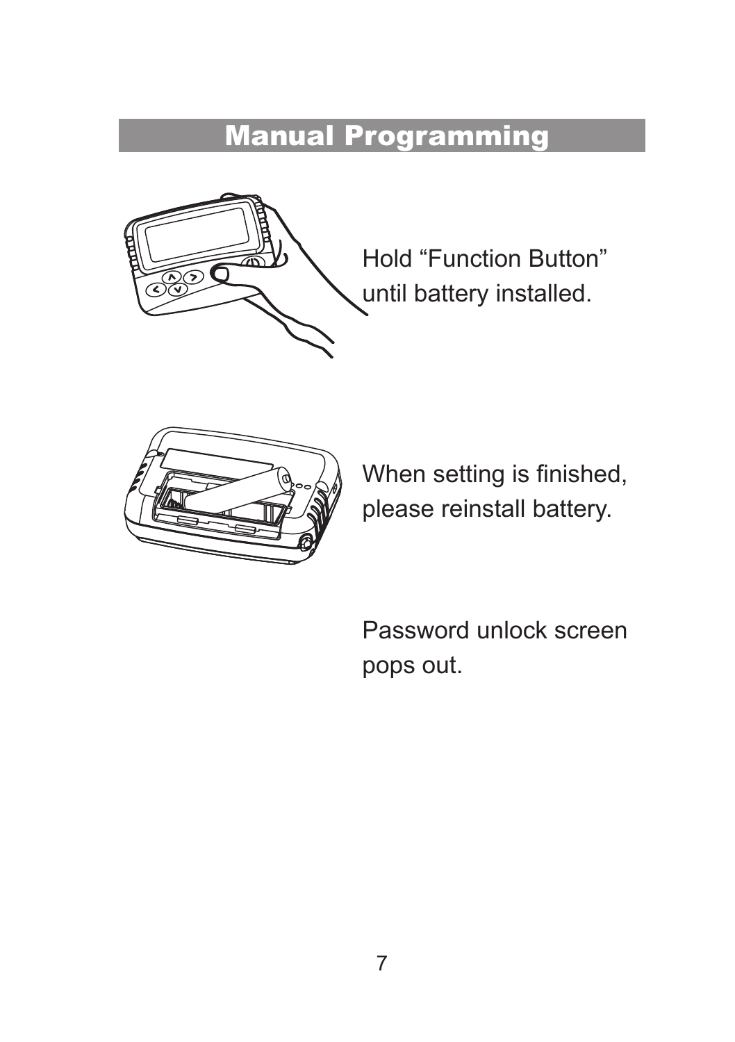# Manual Programming

Hold “Function Button” until battery installed.

When setting is finished, please reinstall battery.

Password unlock screen pops out.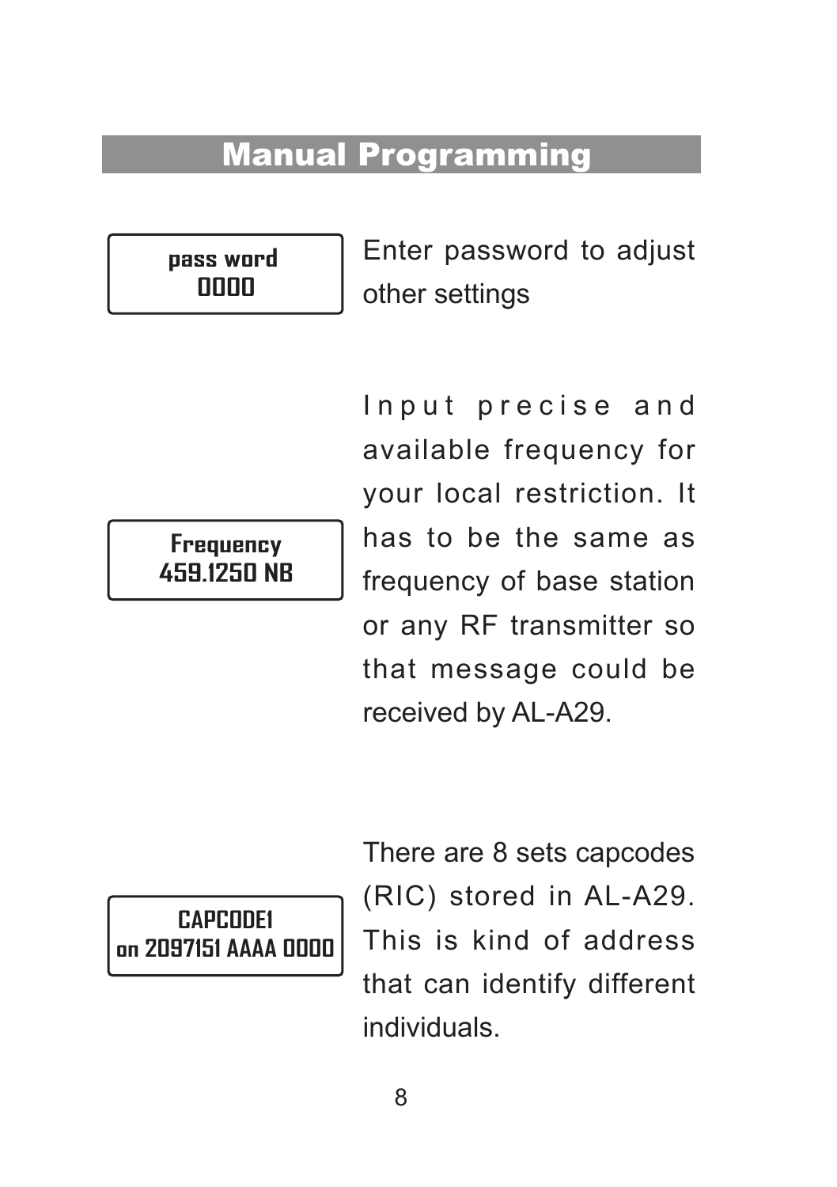# Manual Programming

| pass word<br>0000 | Enter password to adjust other settings |
|---|---|
| Frequency<br>459.1250 NB | Input precise and available frequency for your local restriction. It has to be the same as frequency of base station or any RF transmitter so that message could be received by AL-A29. |
| CAPCODE1<br>on 2097151 AAAA 0000 | There are 8 sets capcodes (RIC) stored in AL-A29. This is kind of address that can identify different individuals. |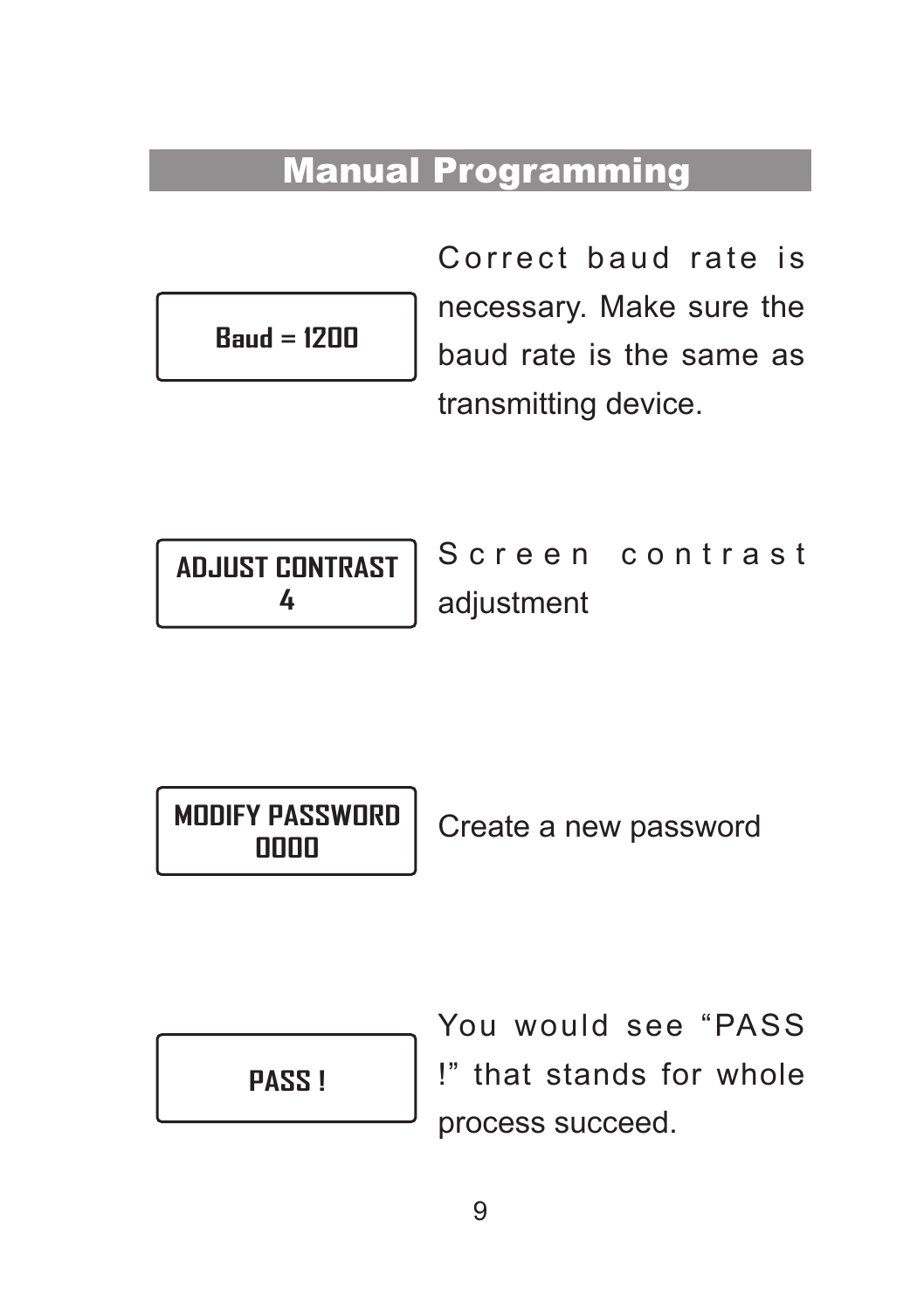# Manual Programming

| Display | Description |
| --- | --- |
| Baud = 1200 | Correct baud rate is necessary. Make sure the baud rate is the same as transmitting device. |
| ADJUST CONTRAST 4 | Screen contrast adjustment |
| MODIFY PASSWORD 0000 | Create a new password |
| PASS ! | You would see "PASS !" that stands for whole process succeed. |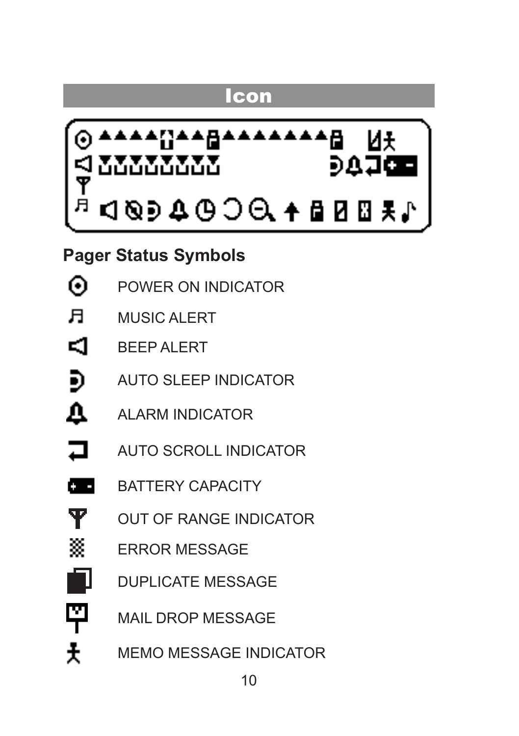## Icon

## Pager Status Symbols

| Symbol | Description |
|---|---|
| | POWER ON INDICATOR |
| | MUSIC ALERT |
| | BEEP ALERT |
| | AUTO SLEEP INDICATOR |
| | ALARM INDICATOR |
| | AUTO SCROLL INDICATOR |
| | BATTERY CAPACITY |
| | OUT OF RANGE INDICATOR |
| | ERROR MESSAGE |
| | DUPLICATE MESSAGE |
| | MAIL DROP MESSAGE |
| | MEMO MESSAGE INDICATOR |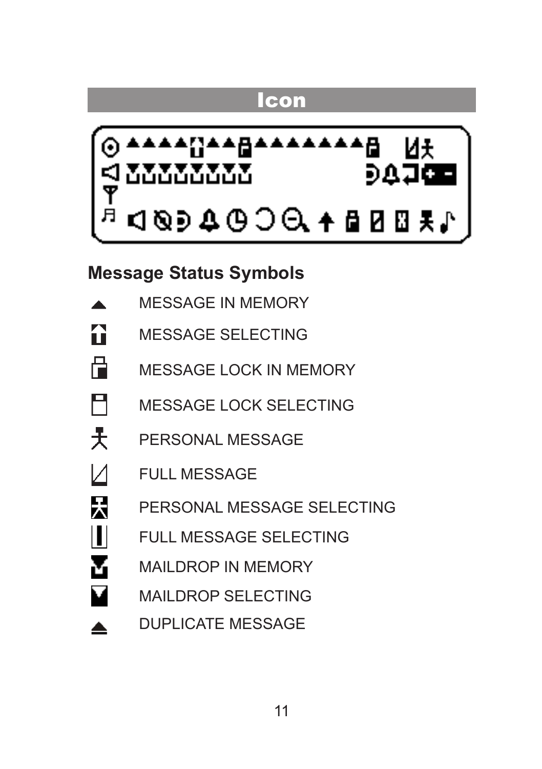# Icon

## Message Status Symbols

- MESSAGE IN MEMORY
- MESSAGE SELECTING
- MESSAGE LOCK IN MEMORY
- MESSAGE LOCK SELECTING
- PERSONAL MESSAGE
- FULL MESSAGE
- PERSONAL MESSAGE SELECTING
- FULL MESSAGE SELECTING
- MAILDROP IN MEMORY
- MAILDROP SELECTING
- DUPLICATE MESSAGE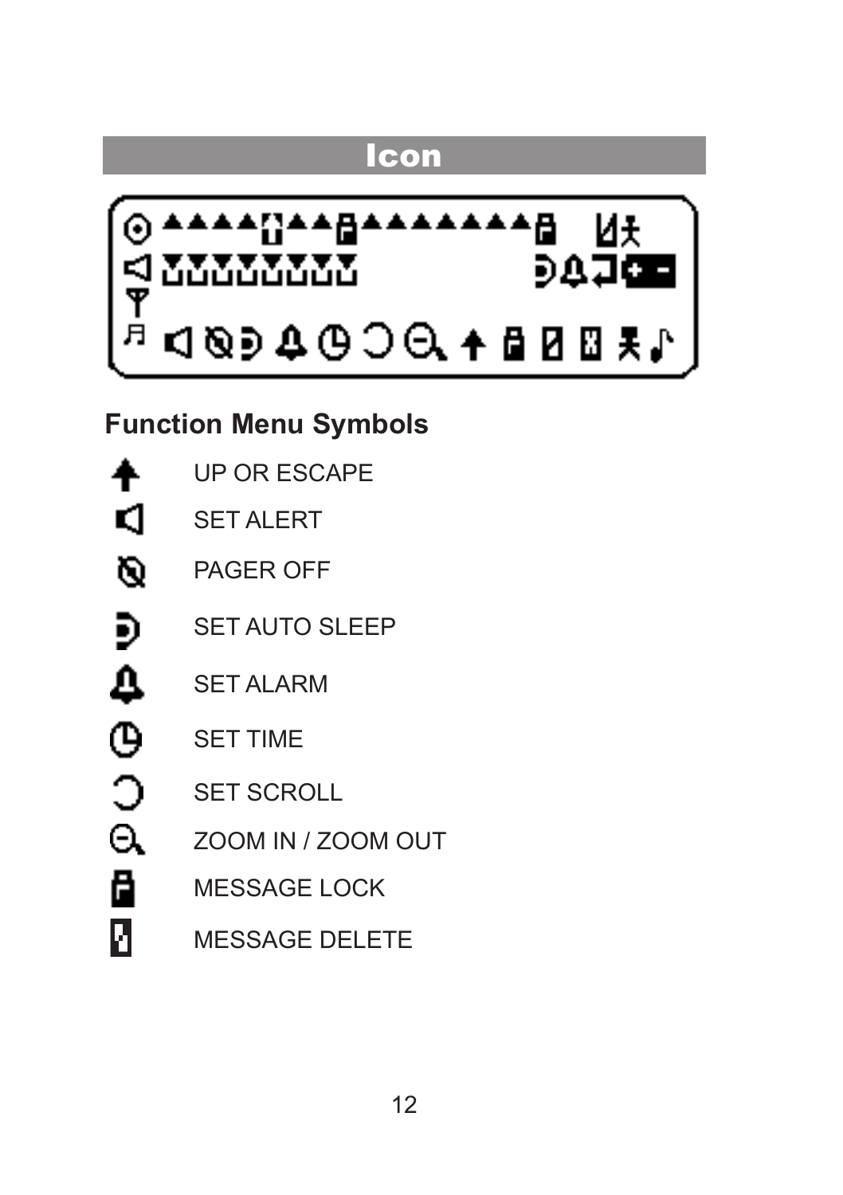## Icon

### Function Menu Symbols

- UP OR ESCAPE
- SET ALERT
- PAGER OFF
- SET AUTO SLEEP
- SET ALARM
- SET TIME
- SET SCROLL
- ZOOM IN / ZOOM OUT
- MESSAGE LOCK
- MESSAGE DELETE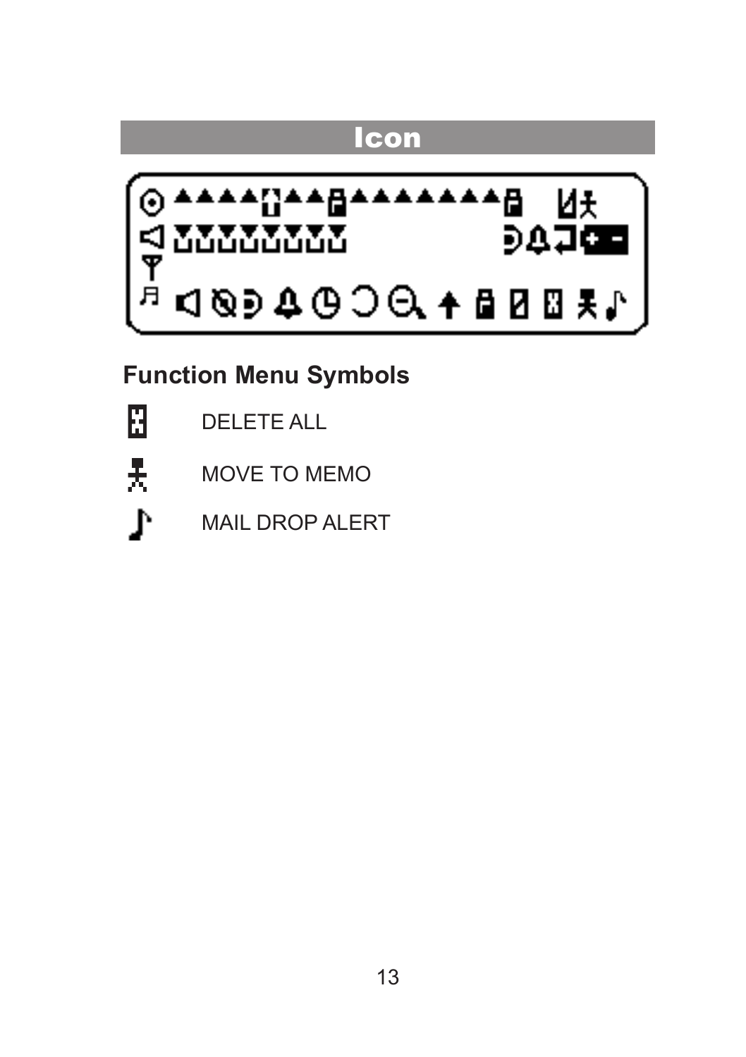# Icon

## Function Menu Symbols

DELETE ALL

MOVE TO MEMO

MAIL DROP ALERT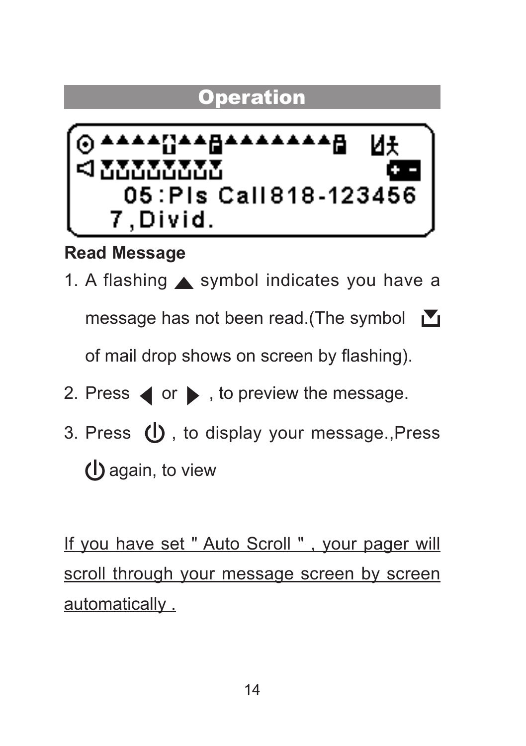# Operation

05:Pls Call818-123456
7,Divid.

**Read Message**

1. A flashing ▲ symbol indicates you have a message has not been read.(The symbol of mail drop shows on screen by flashing).
2. Press ◀ or ▶ , to preview the message.
3. Press ⏻ , to display your message.,Press ⏻ again, to view

<u>If you have set " Auto Scroll " , your pager will scroll through your message screen by screen automatically .</u>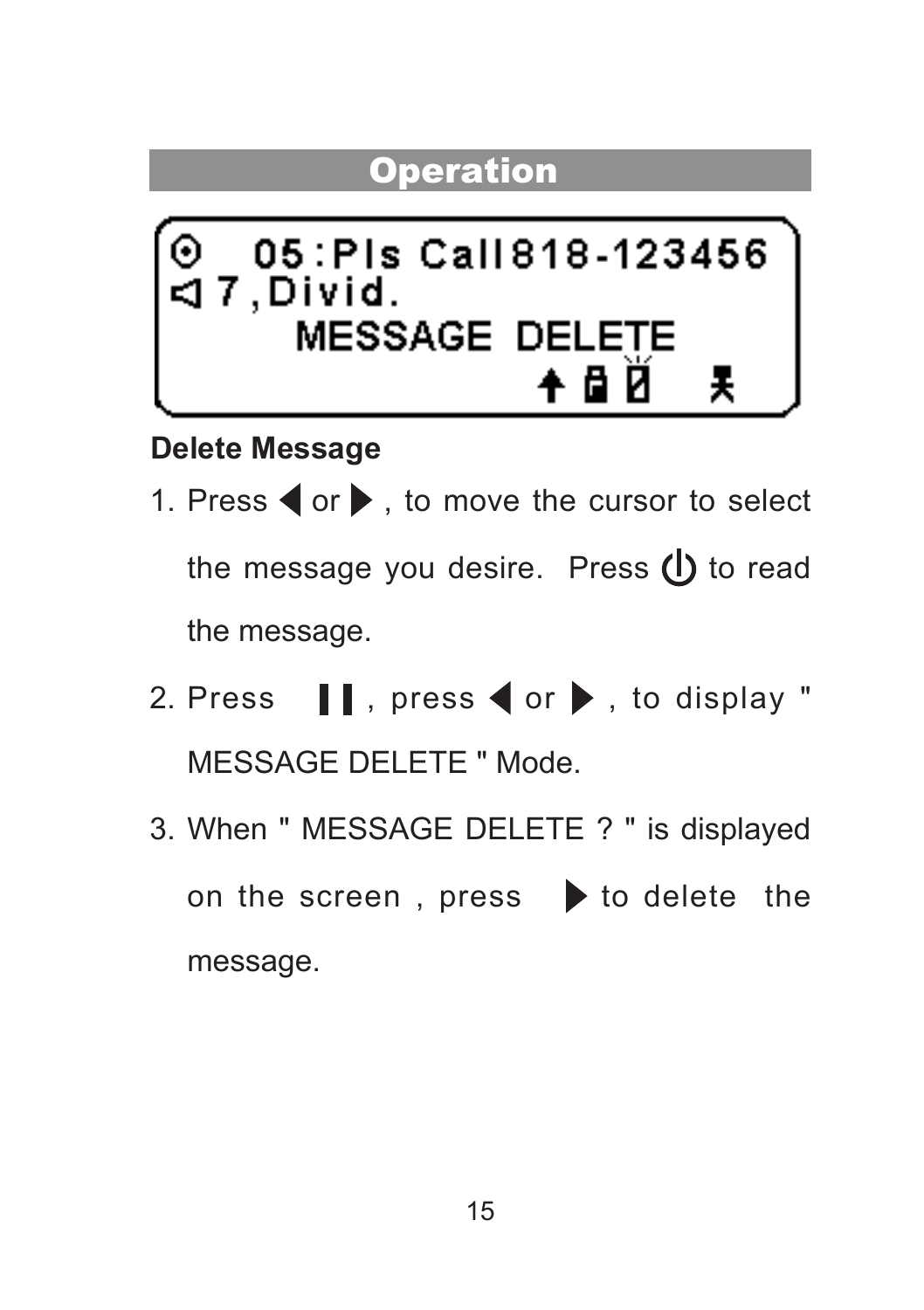## Operation

```
⊙  05:Pls Call818-123456
◁ 7,Divid.
    MESSAGE DELETE
```

**Delete Message**

1. Press ◀ or ▶ , to move the cursor to select the message you desire. Press ⏻ to read the message.
2. Press ❚❚ , press ◀ or ▶ , to display " MESSAGE DELETE " Mode.
3. When " MESSAGE DELETE ? " is displayed on the screen , press ▶ to delete the message.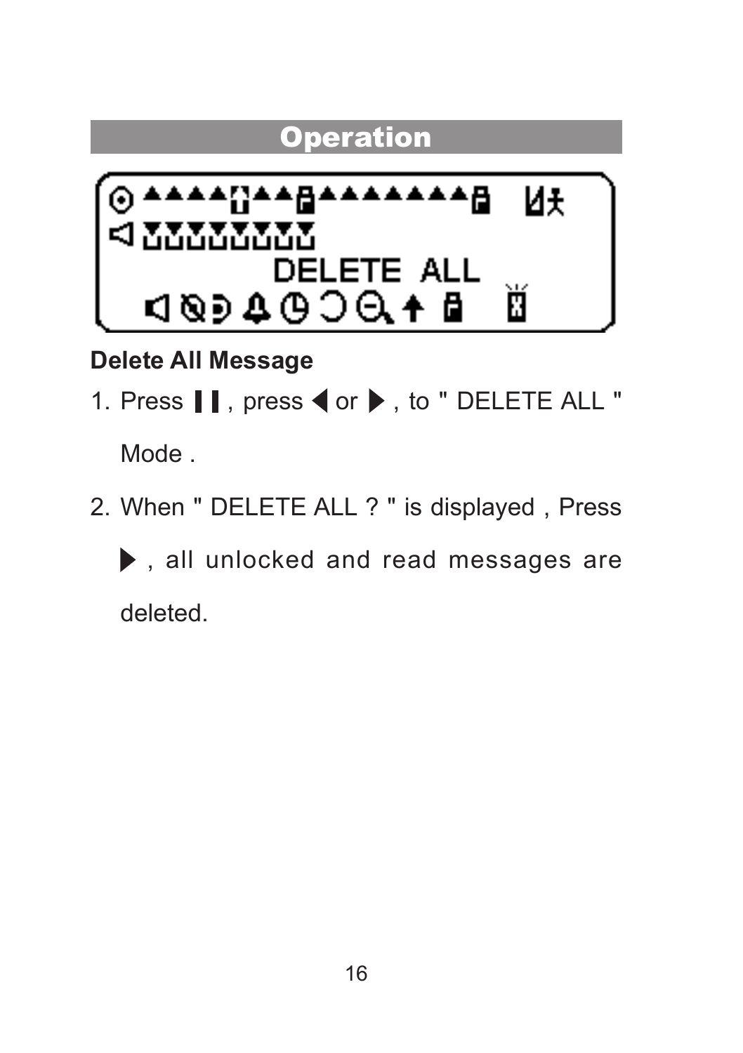# Operation

DELETE ALL

**Delete All Message**

1. Press ❚❚ , press ◀ or ▶ , to " DELETE ALL " Mode .
2. When " DELETE ALL ? " is displayed , Press ▶ , all unlocked and read messages are deleted.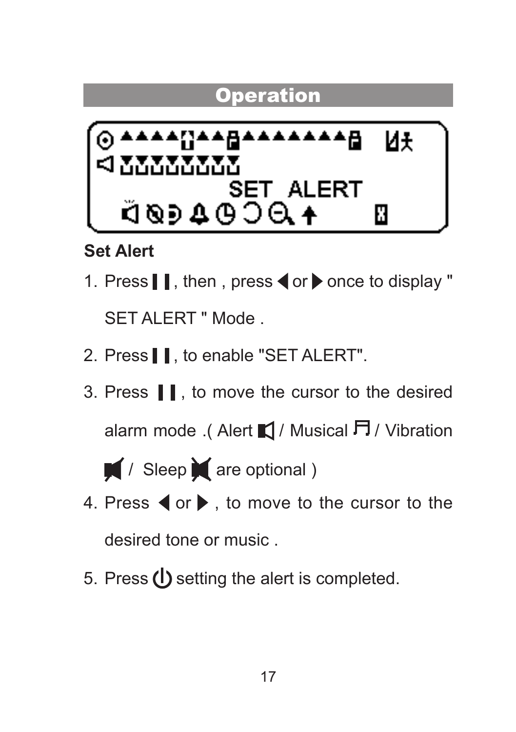## Operation

SET ALERT

**Set Alert**

1. Press ▌▌, then , press ◀ or ▶ once to display " SET ALERT " Mode .
2. Press ▌▌, to enable "SET ALERT".
3. Press ▌▌, to move the cursor to the desired alarm mode .( Alert / Musical / Vibration / Sleep are optional )
4. Press ◀ or ▶ , to move to the cursor to the desired tone or music .
5. Press ⏻ setting the alert is completed.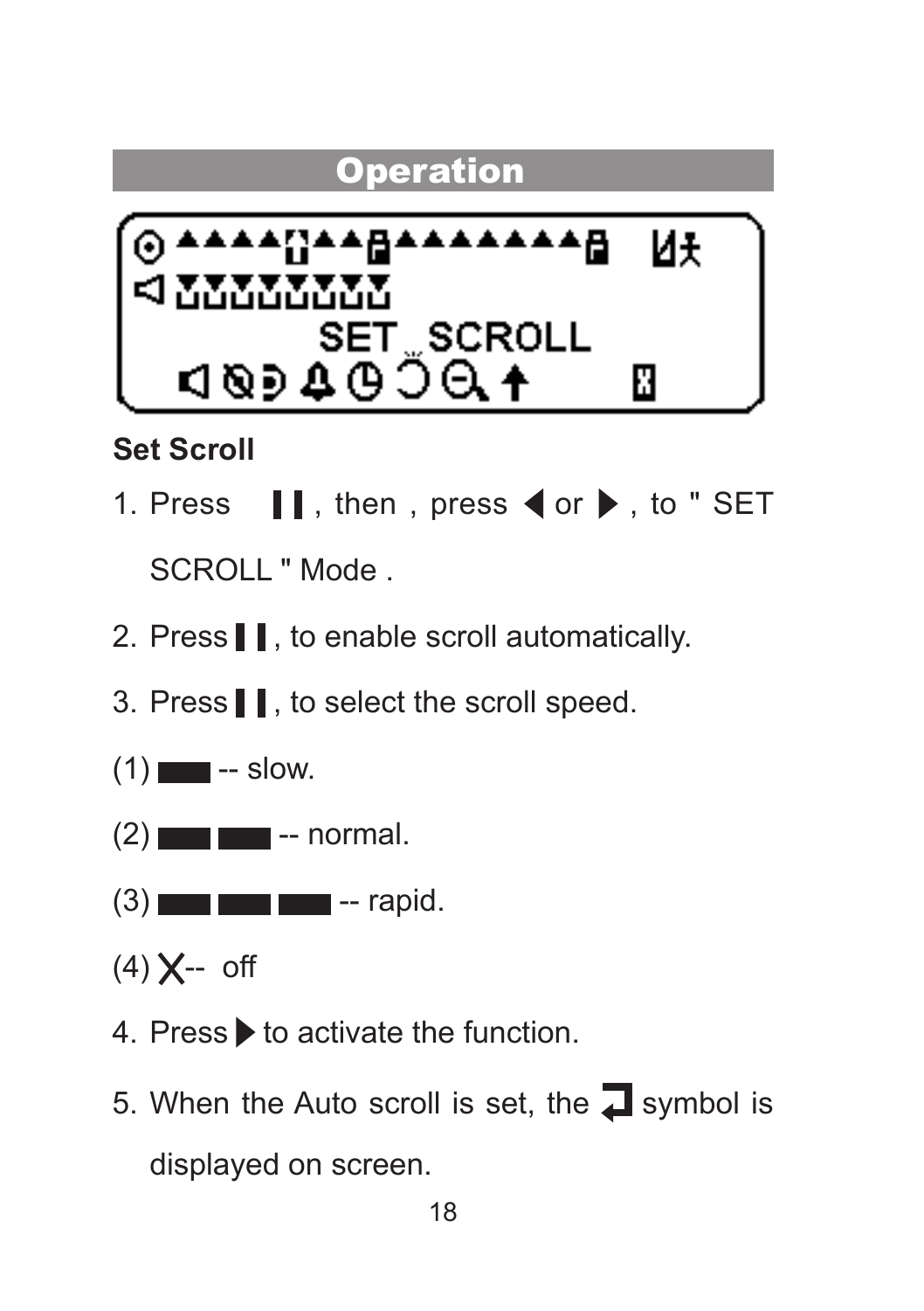# Operation

SET SCROLL

**Set Scroll**

1. Press ❚❚, then, press ◀ or ▶, to " SET SCROLL " Mode .
2. Press ❚❚, to enable scroll automatically.
3. Press ❚❚, to select the scroll speed.

(1) ▬ -- slow.

(2) ▬ ▬ -- normal.

(3) ▬ ▬ ▬ -- rapid.

(4) X-- off

4. Press ▶ to activate the function.
5. When the Auto scroll is set, the ↲ symbol is displayed on screen.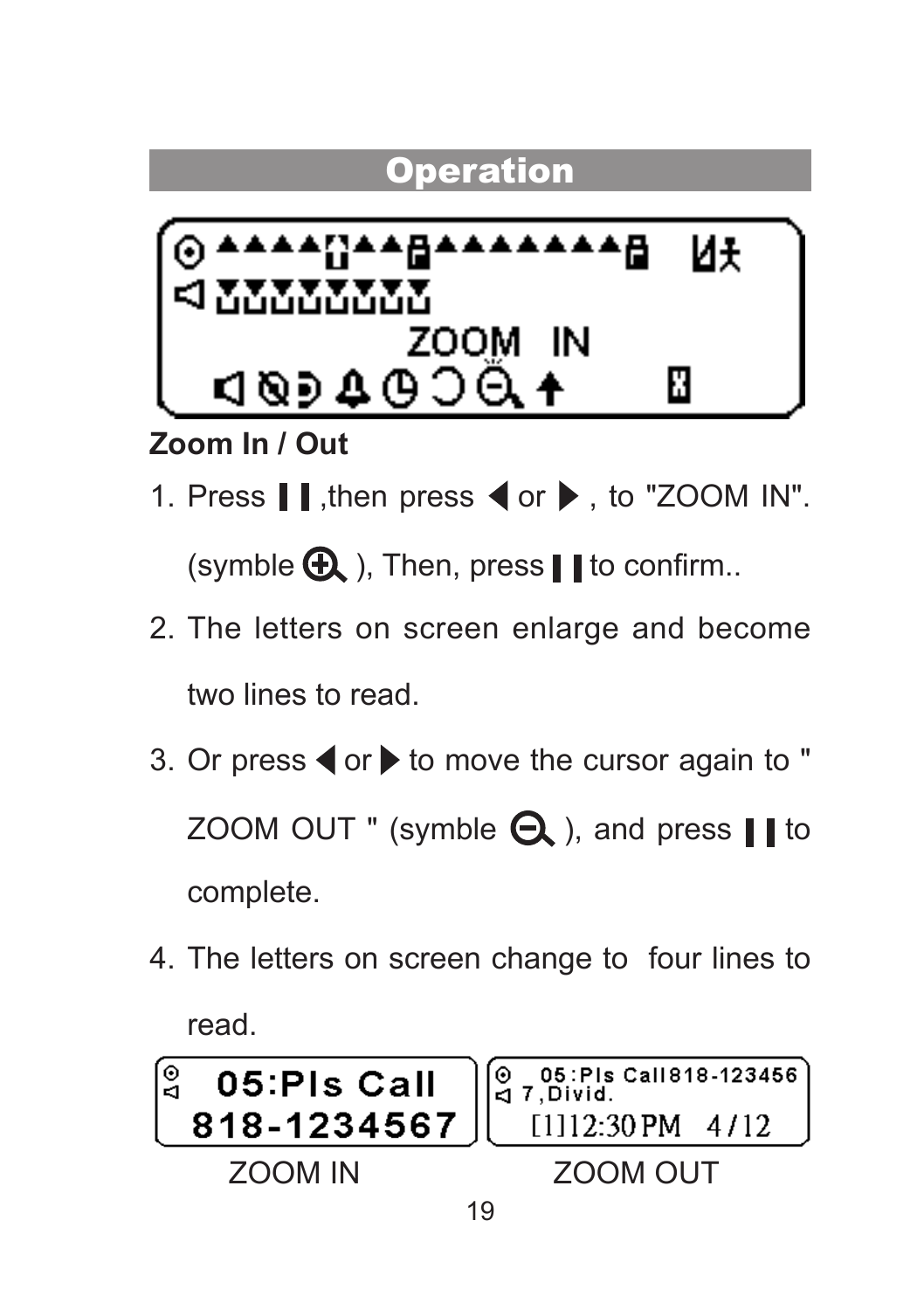# Operation

ZOOM IN

## Zoom In / Out

1. Press ▌▌,then press ◀ or ▶ , to "ZOOM IN". (symble ⊕ ), Then, press ▌▌to confirm..
2. The letters on screen enlarge and become two lines to read.
3. Or press ◀ or ▶ to move the cursor again to " ZOOM OUT " (symble ⊖ ), and press ▌▌ to complete.
4. The letters on screen change to four lines to read.

05:Pls Call
818-1234567

ZOOM IN

05:Pls Call818-123456
7,Divid.
[1]12:30PM 4/12

ZOOM OUT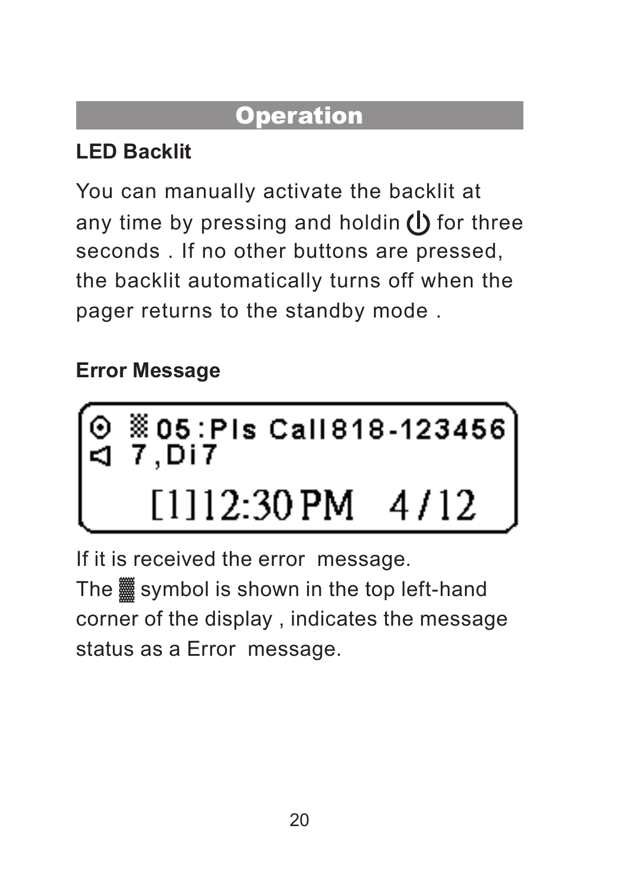## Operation

### LED Backlit

You can manually activate the backlit at any time by pressing and holdin ⏻ for three seconds . If no other buttons are pressed, the backlit automatically turns off when the pager returns to the standby mode .

### Error Message

```
⊙ ▒05:Pls Call818-123456
◁ 7,Di7
    [1]12:30PM   4/12
```

If it is received the error message.
The ▒ symbol is shown in the top left-hand corner of the display , indicates the message status as a Error message.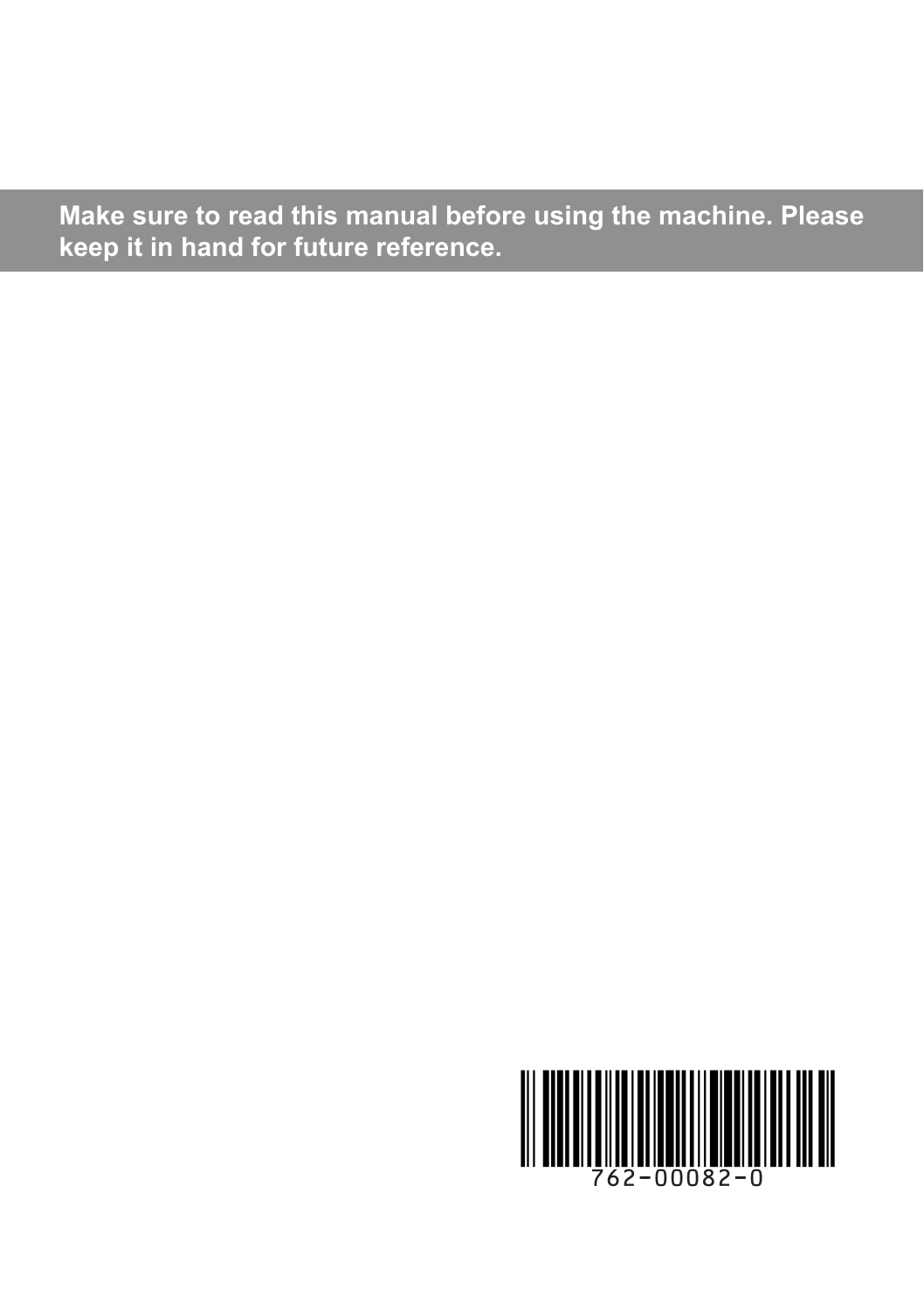**Make sure to read this manual before using the machine. Please keep it in hand for future reference.**

762-00082-0